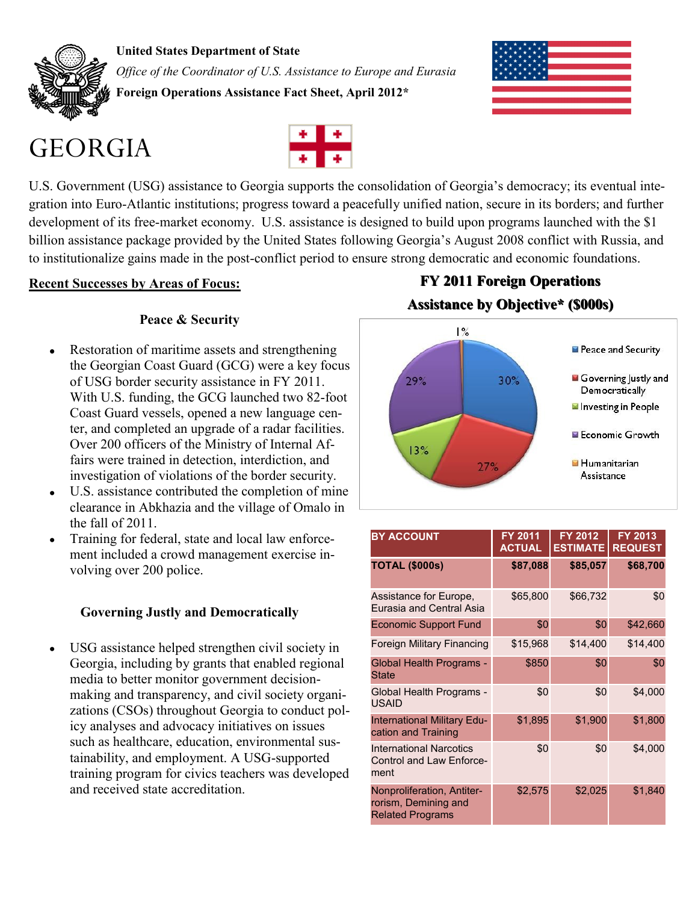**United States Department of State**

*Office of the Coordinator of U.S. Assistance to Europe and Eurasia*

**Foreign Operations Assistance Fact Sheet, April 2012***

# GEORGIA

U.S. Government (USG) assistance to Georgia supports the consolidation of Georgia's democracy; its eventual integration into Euro-Atlantic institutions; progress toward a peacefully unified nation, secure in its borders; and further development of its free-market economy. U.S. assistance is designed to build upon programs launched with the $1 billion assistance package provided by the United States following Georgia's August 2008 conflict with Russia, and to institutionalize gains made in the post-conflict period to ensure strong democratic and economic foundations.

## Recent Successes by Areas of Focus:

### Peace & Security

- Restoration of maritime assets and strengthening the Georgian Coast Guard (GCG) were a key focus of USG border security assistance in FY 2011. With U.S. funding, the GCG launched two 82-foot Coast Guard vessels, opened a new language center, and completed an upgrade of a radar facilities. Over 200 officers of the Ministry of Internal Affairs were trained in detection, interdiction, and investigation of violations of the border security.
- U.S. assistance contributed the completion of mine clearance in Abkhazia and the village of Omalo in the fall of 2011.
- Training for federal, state and local law enforcement included a crowd management exercise involving over 200 police.

### Governing Justly and Democratically

- USG assistance helped strengthen civil society in Georgia, including by grants that enabled regional media to better monitor government decision-making and transparency, and civil society organizations (CSOs) throughout Georgia to conduct policy analyses and advocacy initiatives on issues such as healthcare, education, environmental sustainability, and employment. A USG-supported training program for civics teachers was developed and received state accreditation.

### FY 2011 Foreign Operations Assistance by Objective* ($000s)

- Peace and Security: 30%
- Governing Justly and Democratically: 27%
- Investing in People: 13%
- Economic Growth: 29%
- Humanitarian Assistance: 1%

| BY ACCOUNT | FY 2011 ACTUAL | FY 2012 ESTIMATE | FY 2013 REQUEST |
|---|---|---|---|
| **TOTAL ($000s)** | **$87,088** | **$85,057** | **$68,700** |
| Assistance for Europe, Eurasia and Central Asia | $65,800 | $66,732 | $0 |
| Economic Support Fund | $0 | $0 | $42,660 |
| Foreign Military Financing | $15,968 | $14,400 | $14,400 |
| Global Health Programs - State | $850 | $0 | $0 |
| Global Health Programs - USAID | $0 | $0 | $4,000 |
| International Military Education and Training | $1,895 | $1,900 | $1,800 |
| International Narcotics Control and Law Enforcement | $0 | $0 | $4,000 |
| Nonproliferation, Antiterrorism, Demining and Related Programs | $2,575 | $2,025 | $1,840 |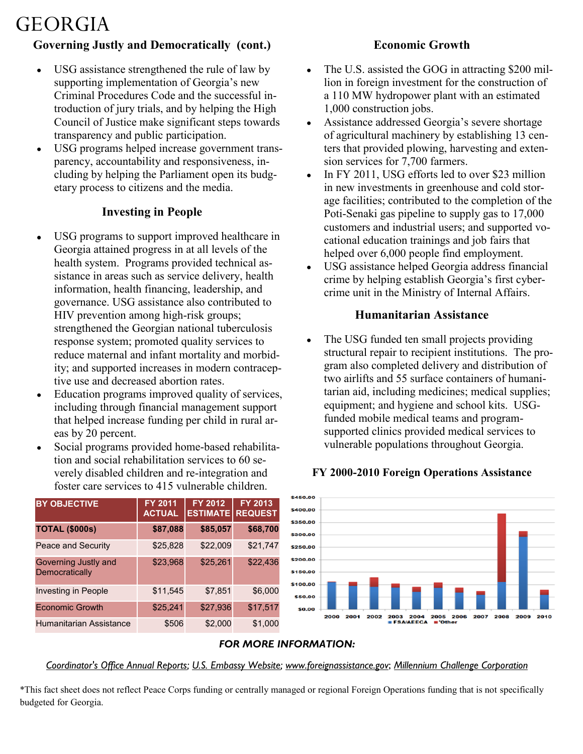# GEORGIA

### Governing Justly and Democratically (cont.)

- USG assistance strengthened the rule of law by supporting implementation of Georgia's new Criminal Procedures Code and the successful introduction of jury trials, and by helping the High Council of Justice make significant steps towards transparency and public participation.
- USG programs helped increase government transparency, accountability and responsiveness, including by helping the Parliament open its budgetary process to citizens and the media.

### Investing in People

- USG programs to support improved healthcare in Georgia attained progress in at all levels of the health system. Programs provided technical assistance in areas such as service delivery, health information, health financing, leadership, and governance. USG assistance also contributed to HIV prevention among high-risk groups; strengthened the Georgian national tuberculosis response system; promoted quality services to reduce maternal and infant mortality and morbidity; and supported increases in modern contraceptive use and decreased abortion rates.
- Education programs improved quality of services, including through financial management support that helped increase funding per child in rural areas by 20 percent.
- Social programs provided home-based rehabilitation and social rehabilitation services to 60 severely disabled children and re-integration and foster care services to 415 vulnerable children.

| BY OBJECTIVE | FY 2011 ACTUAL | FY 2012 ESTIMATE | FY 2013 REQUEST |
|---|---|---|---|
| **TOTAL ($000s)** | **$87,088** | **$85,057** | **$68,700** |
| Peace and Security | $25,828 | $22,009 | $21,747 |
| Governing Justly and Democratically | $23,968 | $25,261 | $22,436 |
| Investing in People | $11,545 | $7,851 | $6,000 |
| Economic Growth | $25,241 | $27,936 | $17,517 |
| Humanitarian Assistance | $506 | $2,000 | $1,000 |

### Economic Growth

- The U.S. assisted the GOG in attracting $200 million in foreign investment for the construction of a 110 MW hydropower plant with an estimated 1,000 construction jobs.
- Assistance addressed Georgia's severe shortage of agricultural machinery by establishing 13 centers that provided plowing, harvesting and extension services for 7,700 farmers.
- In FY 2011, USG efforts led to over $23 million in new investments in greenhouse and cold storage facilities; contributed to the completion of the Poti-Senaki gas pipeline to supply gas to 17,000 customers and industrial users; and supported vocational education trainings and job fairs that helped over 6,000 people find employment.
- USG assistance helped Georgia address financial crime by helping establish Georgia's first cybercrime unit in the Ministry of Internal Affairs.

### Humanitarian Assistance

- The USG funded ten small projects providing structural repair to recipient institutions. The program also completed delivery and distribution of two airlifts and 55 surface containers of humanitarian aid, including medicines; medical supplies; equipment; and hygiene and school kits. USG-funded mobile medical teams and program-supported clinics provided medical services to vulnerable populations throughout Georgia.

**FY 2000-2010 Foreign Operations Assistance**

$450.00
$400.00
$350.00
$300.00
$250.00
$200.00
$150.00
$100.00
$50.00
$0.00

2000 2001 2002 2003 2004 2005 2006 2007 2008 2009 2010

FSA/AEECA *Other

***FOR MORE INFORMATION:***

*Coordinator's Office Annual Reports*; *U.S. Embassy Website*; *www.foreignassistance.gov*; *Millennium Challenge Corporation*

*This fact sheet does not reflect Peace Corps funding or centrally managed or regional Foreign Operations funding that is not specifically budgeted for Georgia.